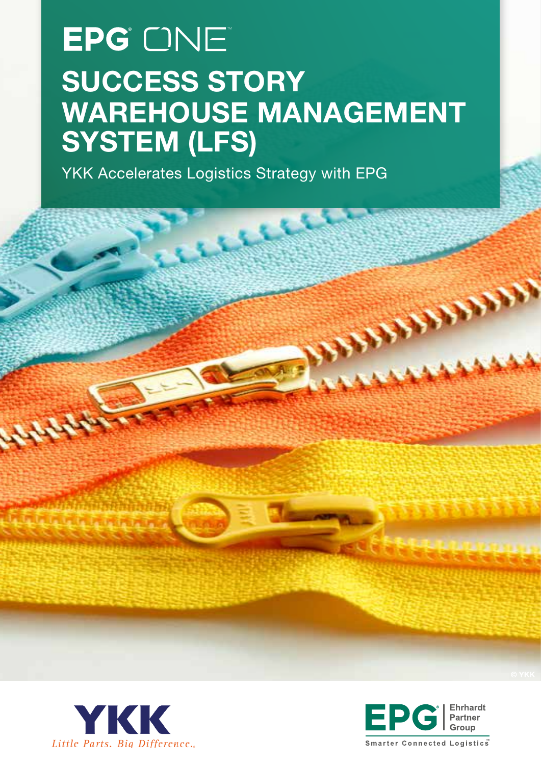EPG ONE

# SUCCESS STORY WAREHOUSE MANAGEMENT SYSTEM (LFS)

YKK Accelerates Logistics Strategy with EPG

© YKK

YKK
*Little Parts. Big Difference.*

EPG Ehrhardt Partner Group
Smarter Connected Logistics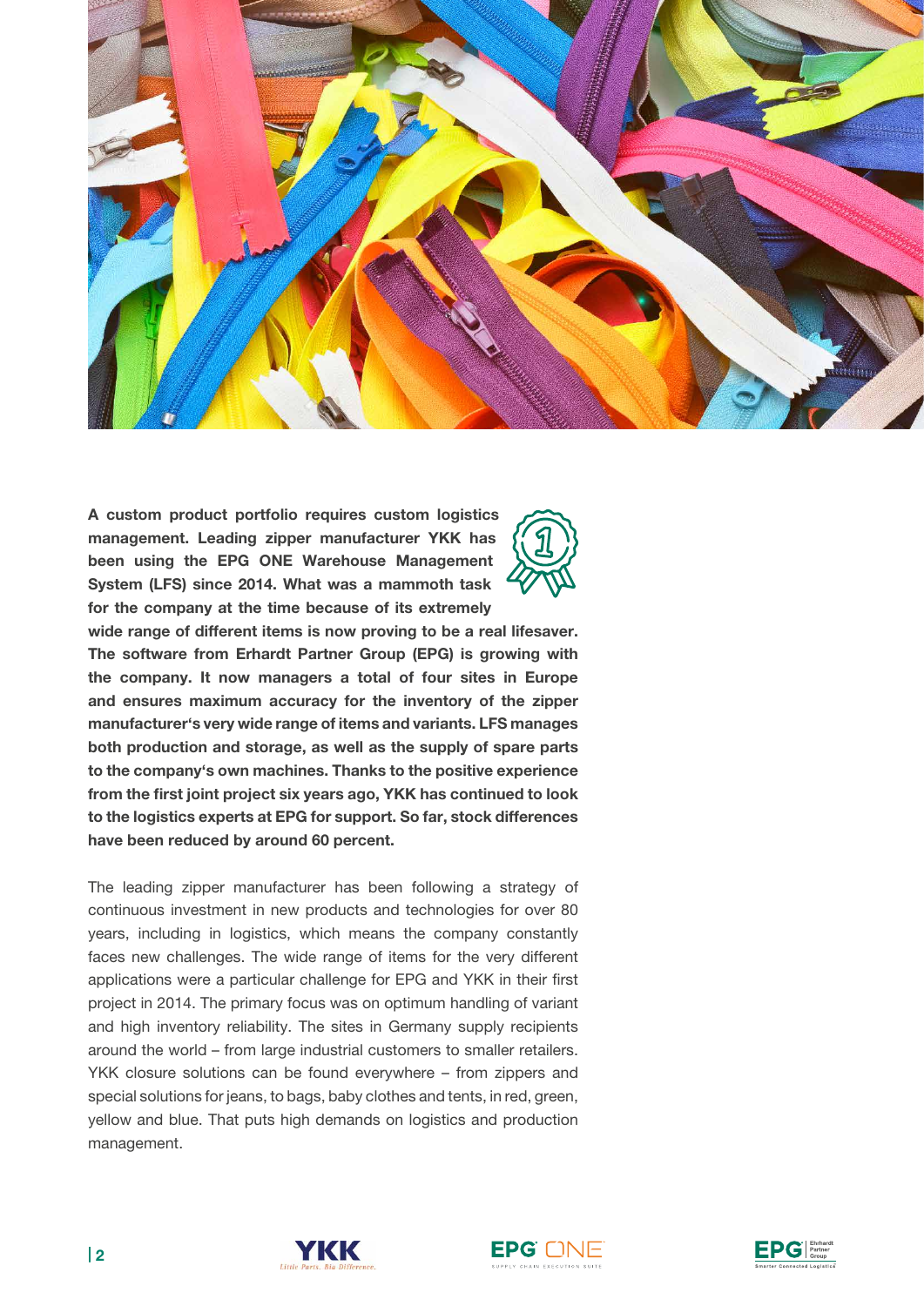**A custom product portfolio requires custom logistics management. Leading zipper manufacturer YKK has been using the EPG ONE Warehouse Management System (LFS) since 2014. What was a mammoth task for the company at the time because of its extremely wide range of different items is now proving to be a real lifesaver. The software from Erhardt Partner Group (EPG) is growing with the company. It now managers a total of four sites in Europe and ensures maximum accuracy for the inventory of the zipper manufacturer's very wide range of items and variants. LFS manages both production and storage, as well as the supply of spare parts to the company's own machines. Thanks to the positive experience from the first joint project six years ago, YKK has continued to look to the logistics experts at EPG for support. So far, stock differences have been reduced by around 60 percent.**

The leading zipper manufacturer has been following a strategy of continuous investment in new products and technologies for over 80 years, including in logistics, which means the company constantly faces new challenges. The wide range of items for the very different applications were a particular challenge for EPG and YKK in their first project in 2014. The primary focus was on optimum handling of variant and high inventory reliability. The sites in Germany supply recipients around the world – from large industrial customers to smaller retailers. YKK closure solutions can be found everywhere – from zippers and special solutions for jeans, to bags, baby clothes and tents, in red, green, yellow and blue. That puts high demands on logistics and production management.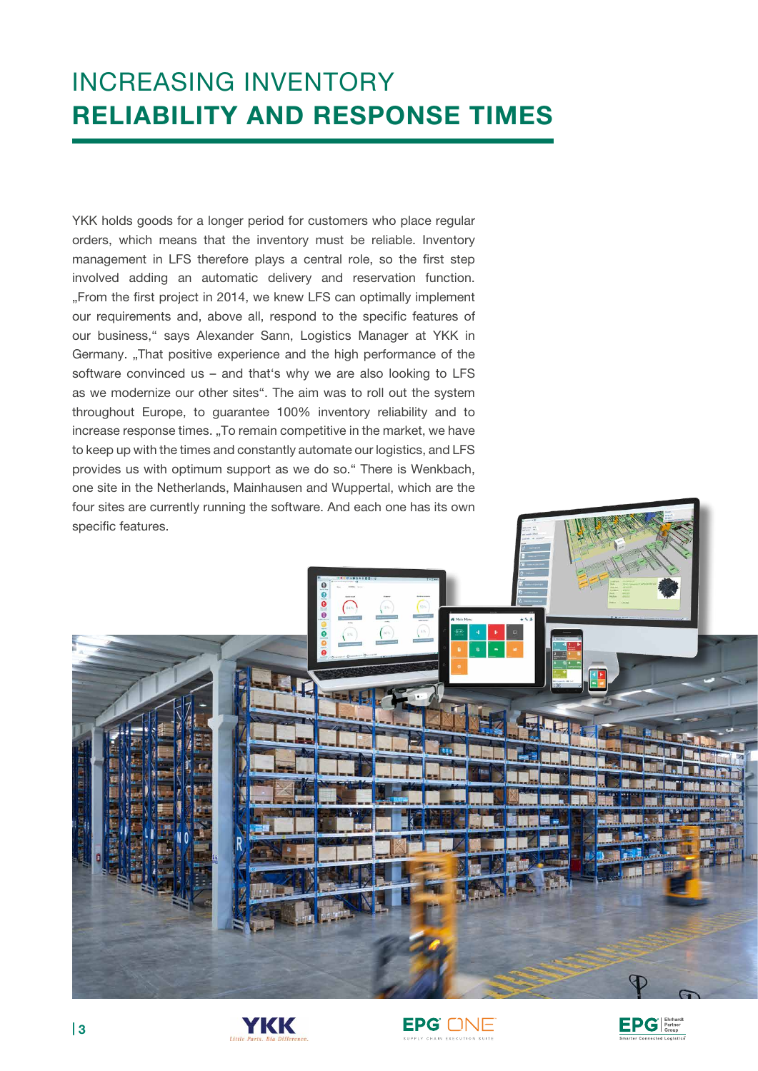# INCREASING INVENTORY **RELIABILITY AND RESPONSE TIMES**

YKK holds goods for a longer period for customers who place regular orders, which means that the inventory must be reliable. Inventory management in LFS therefore plays a central role, so the first step involved adding an automatic delivery and reservation function. „From the first project in 2014, we knew LFS can optimally implement our requirements and, above all, respond to the specific features of our business," says Alexander Sann, Logistics Manager at YKK in Germany. „That positive experience and the high performance of the software convinced us – and that's why we are also looking to LFS as we modernize our other sites". The aim was to roll out the system throughout Europe, to guarantee 100% inventory reliability and to increase response times. „To remain competitive in the market, we have to keep up with the times and constantly automate our logistics, and LFS provides us with optimum support as we do so." There is Wenkbach, one site in the Netherlands, Mainhausen and Wuppertal, which are the four sites are currently running the software. And each one has its own specific features.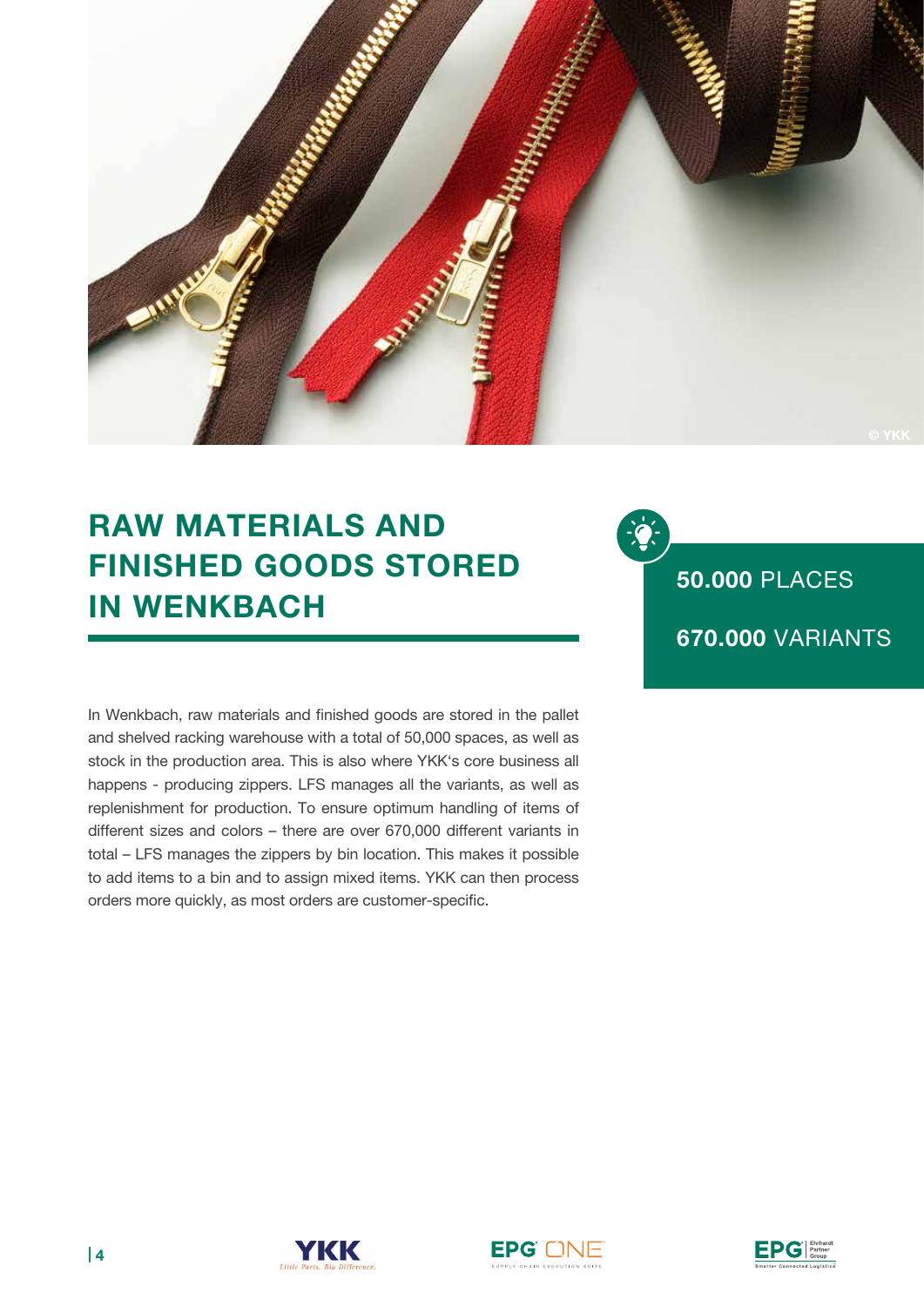# RAW MATERIALS AND FINISHED GOODS STORED IN WENKBACH

**50.000** PLACES

**670.000** VARIANTS

In Wenkbach, raw materials and finished goods are stored in the pallet and shelved racking warehouse with a total of 50,000 spaces, as well as stock in the production area. This is also where YKK's core business all happens - producing zippers. LFS manages all the variants, as well as replenishment for production. To ensure optimum handling of items of different sizes and colors – there are over 670,000 different variants in total – LFS manages the zippers by bin location. This makes it possible to add items to a bin and to assign mixed items. YKK can then process orders more quickly, as most orders are customer-specific.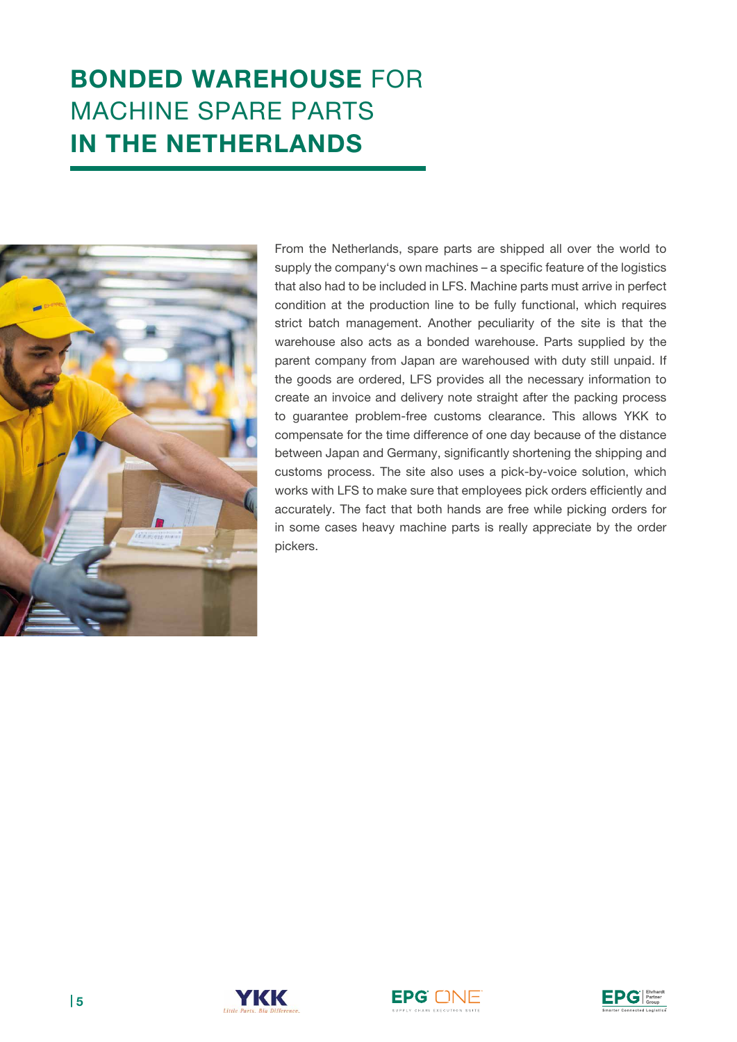# BONDED WAREHOUSE FOR MACHINE SPARE PARTS IN THE NETHERLANDS

From the Netherlands, spare parts are shipped all over the world to supply the company's own machines – a specific feature of the logistics that also had to be included in LFS. Machine parts must arrive in perfect condition at the production line to be fully functional, which requires strict batch management. Another peculiarity of the site is that the warehouse also acts as a bonded warehouse. Parts supplied by the parent company from Japan are warehoused with duty still unpaid. If the goods are ordered, LFS provides all the necessary information to create an invoice and delivery note straight after the packing process to guarantee problem-free customs clearance. This allows YKK to compensate for the time difference of one day because of the distance between Japan and Germany, significantly shortening the shipping and customs process. The site also uses a pick-by-voice solution, which works with LFS to make sure that employees pick orders efficiently and accurately. The fact that both hands are free while picking orders for in some cases heavy machine parts is really appreciate by the order pickers.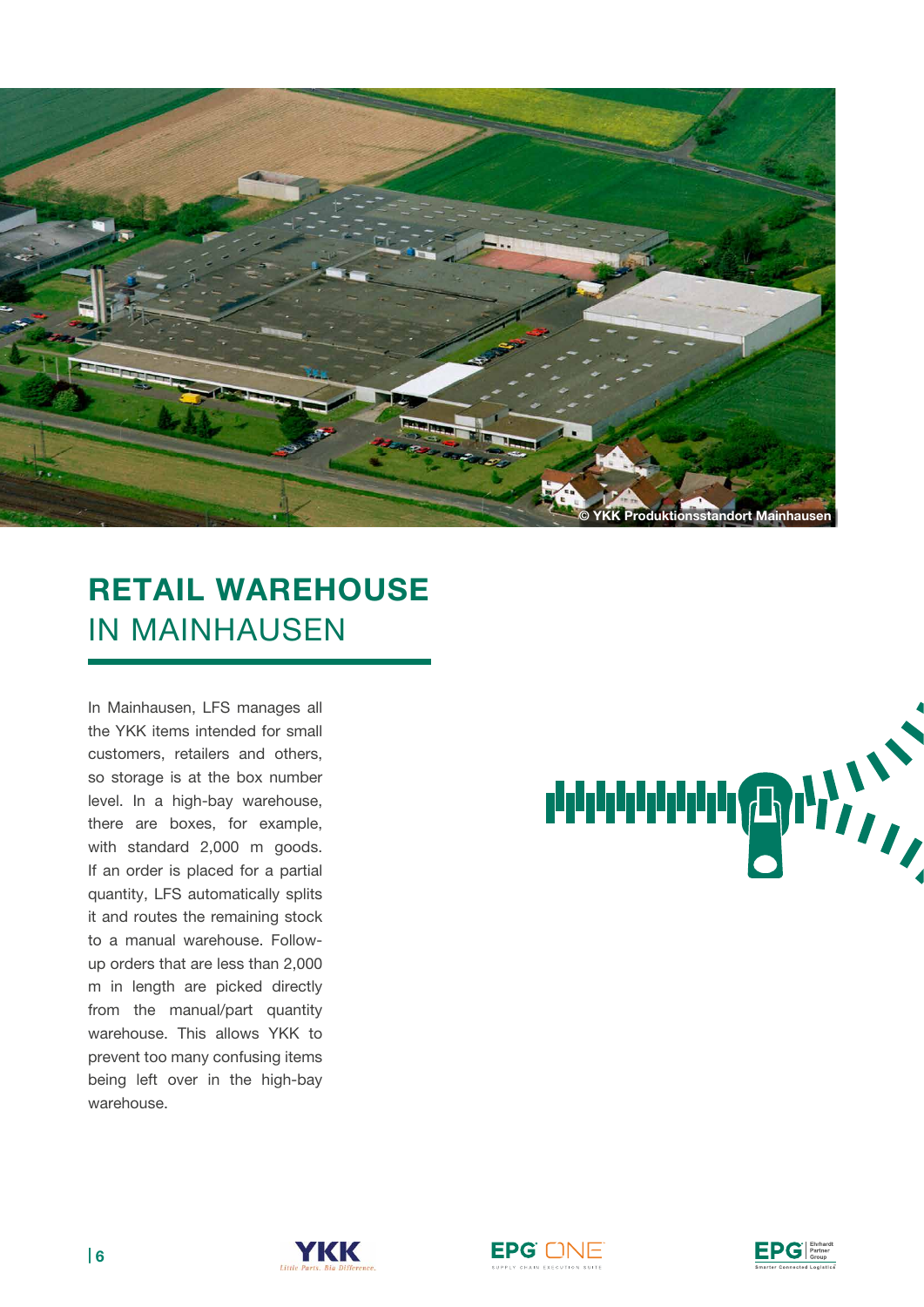© YKK Produktionsstandort Mainhausen

# RETAIL WAREHOUSE IN MAINHAUSEN

In Mainhausen, LFS manages all the YKK items intended for small customers, retailers and others, so storage is at the box number level. In a high-bay warehouse, there are boxes, for example, with standard 2,000 m goods. If an order is placed for a partial quantity, LFS automatically splits it and routes the remaining stock to a manual warehouse. Follow-up orders that are less than 2,000 m in length are picked directly from the manual/part quantity warehouse. This allows YKK to prevent too many confusing items being left over in the high-bay warehouse.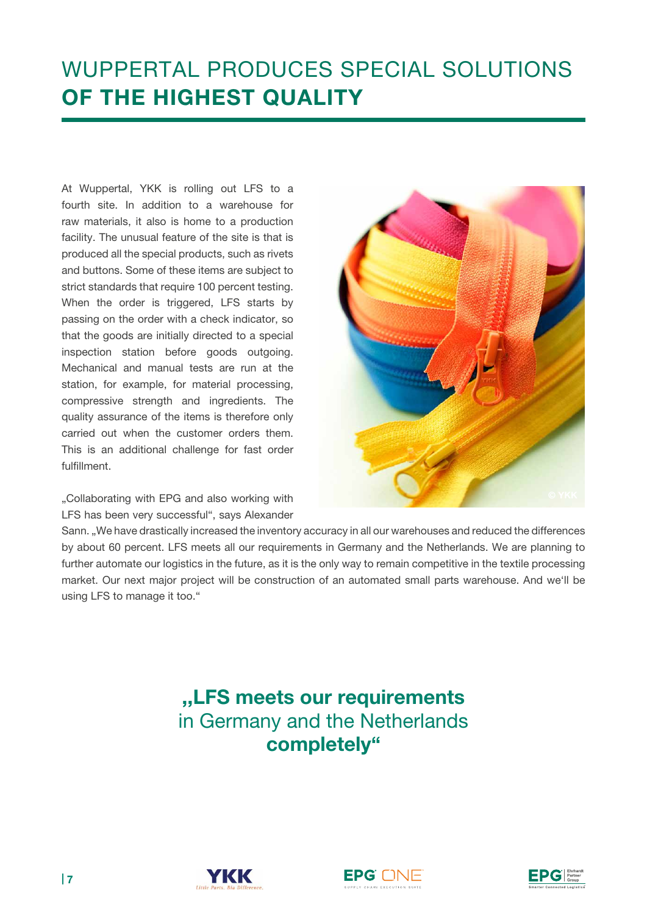# WUPPERTAL PRODUCES SPECIAL SOLUTIONS **OF THE HIGHEST QUALITY**

At Wuppertal, YKK is rolling out LFS to a fourth site. In addition to a warehouse for raw materials, it also is home to a production facility. The unusual feature of the site is that is produced all the special products, such as rivets and buttons. Some of these items are subject to strict standards that require 100 percent testing. When the order is triggered, LFS starts by passing on the order with a check indicator, so that the goods are initially directed to a special inspection station before goods outgoing. Mechanical and manual tests are run at the station, for example, for material processing, compressive strength and ingredients. The quality assurance of the items is therefore only carried out when the customer orders them. This is an additional challenge for fast order fulfillment.

„Collaborating with EPG and also working with LFS has been very successful“, says Alexander Sann. „We have drastically increased the inventory accuracy in all our warehouses and reduced the differences by about 60 percent. LFS meets all our requirements in Germany and the Netherlands. We are planning to further automate our logistics in the future, as it is the only way to remain competitive in the textile processing market. Our next major project will be construction of an automated small parts warehouse. And we‘ll be using LFS to manage it too.“

**„LFS meets our requirements** in Germany and the Netherlands **completely“**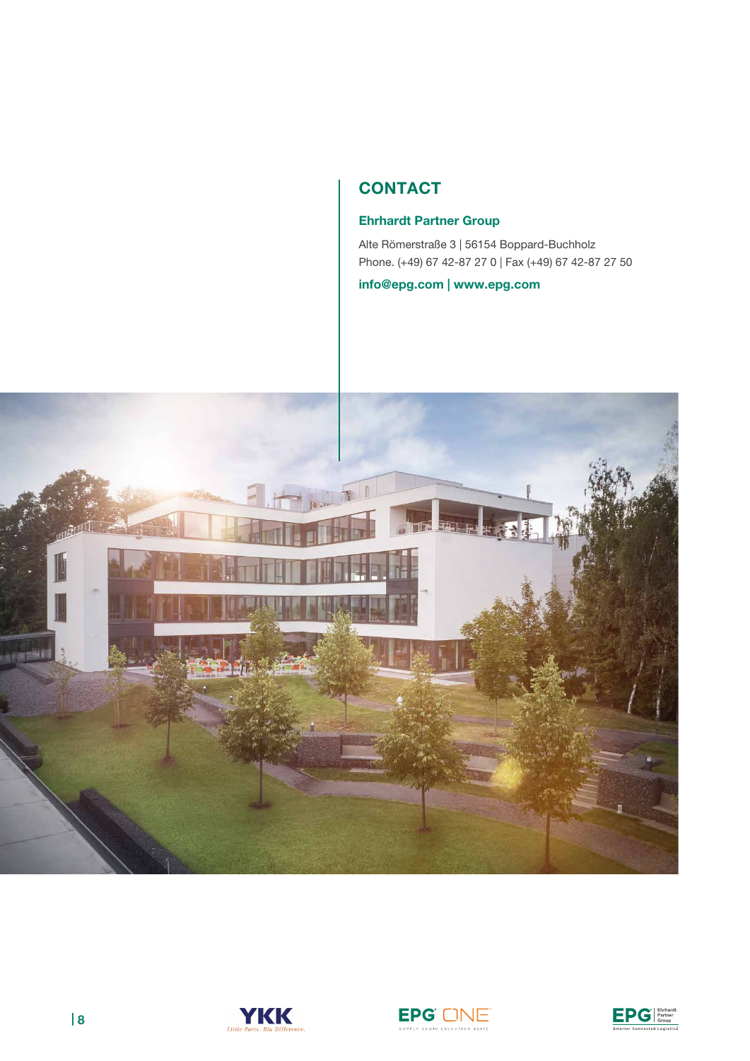## CONTACT

### Ehrhardt Partner Group

Alte Römerstraße 3 | 56154 Boppard-Buchholz
Phone. (+49) 67 42-87 27 0 | Fax (+49) 67 42-87 27 50

**info@epg.com | www.epg.com**